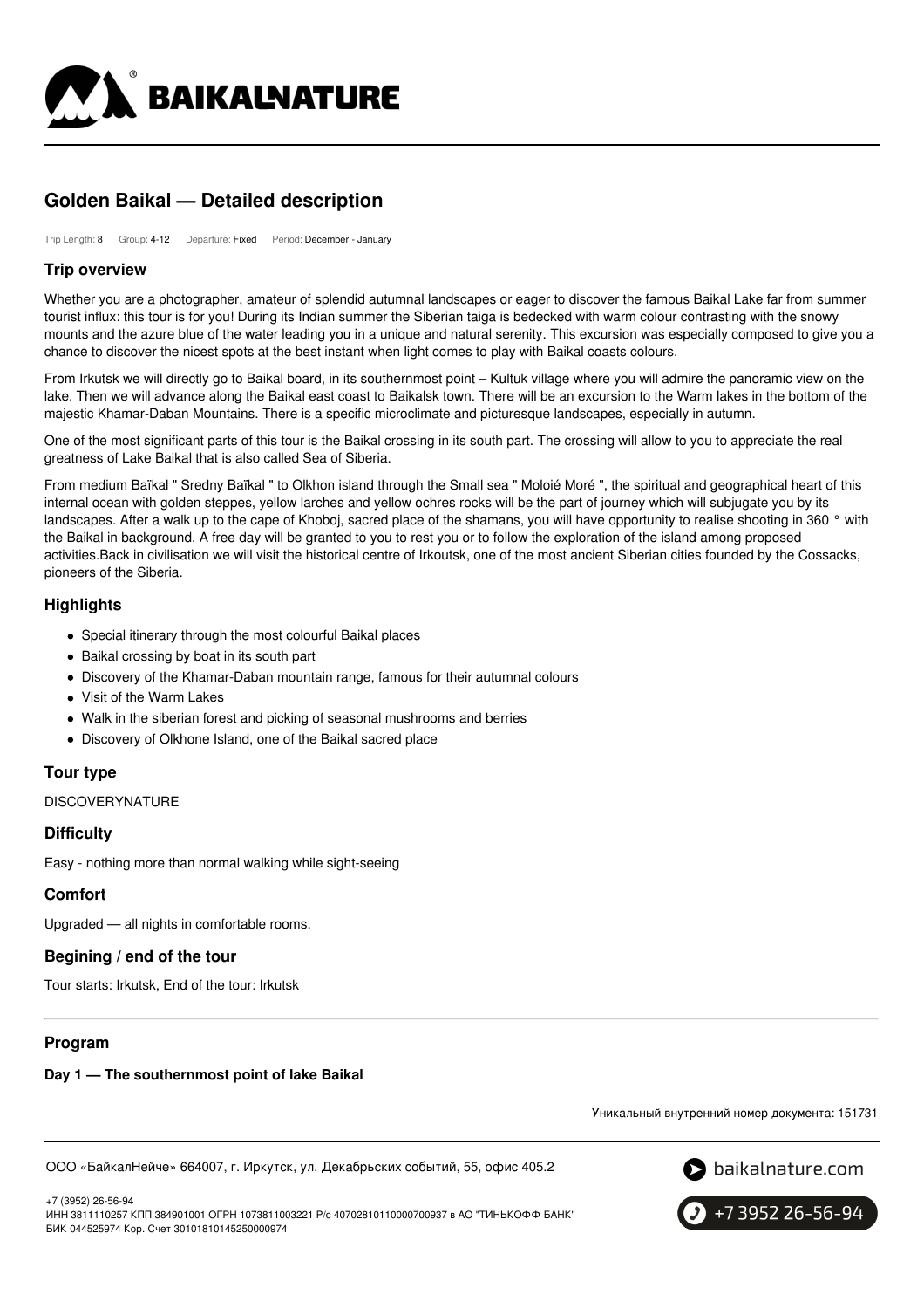# Golden Baikal — Detailed description

Trip Length: 8 Group: 4-12 Departure: Fixed Period: December - January

## Trip overview

Whether you are a photographer, amateur of splendid autumnal landscapes or eager to discover the famous Baikal Lake far from summer tourist influx: this tour is for you! During its Indian summer the Siberian taiga is bedecked with warm colour contrasting with the snowy mounts and the azure blue of the water leading you in a unique and natural serenity. This excursion was especially composed to give you a chance to discover the nicest spots at the best instant when light comes to play with Baikal coasts colours.

From Irkutsk we will directly go to Baikal board, in its southernmost point – Kultuk village where you will admire the panoramic view on the lake. Then we will advance along the Baikal east coast to Baikalsk town. There will be an excursion to the Warm lakes in the bottom of the majestic Khamar-Daban Mountains. There is a specific microclimate and picturesque landscapes, especially in autumn.

One of the most significant parts of this tour is the Baikal crossing in its south part. The crossing will allow to you to appreciate the real greatness of Lake Baikal that is also called Sea of Siberia.

From medium Baïkal " Sredny Baïkal " to Olkhon island through the Small sea " Moloié Moré ", the spiritual and geographical heart of this internal ocean with golden steppes, yellow larches and yellow ochres rocks will be the part of journey which will subjugate you by its landscapes. After a walk up to the cape of Khoboj, sacred place of the shamans, you will have opportunity to realise shooting in 360 ° with the Baikal in background. A free day will be granted to you to rest you or to follow the exploration of the island among proposed activities.Back in civilisation we will visit the historical centre of Irkoutsk, one of the most ancient Siberian cities founded by the Cossacks, pioneers of the Siberia.

## Highlights

- Special itinerary through the most colourful Baikal places
- Baikal crossing by boat in its south part
- Discovery of the Khamar-Daban mountain range, famous for their autumnal colours
- Visit of the Warm Lakes
- Walk in the siberian forest and picking of seasonal mushrooms and berries
- Discovery of Olkhone Island, one of the Baikal sacred place

## Tour type

DISCOVERYNATURE

## Difficulty

Easy - nothing more than normal walking while sight-seeing

## Comfort

Upgraded — all nights in comfortable rooms.

## Begining / end of the tour

Tour starts: Irkutsk, End of the tour: Irkutsk

## Program

### Day 1 — The southernmost point of lake Baikal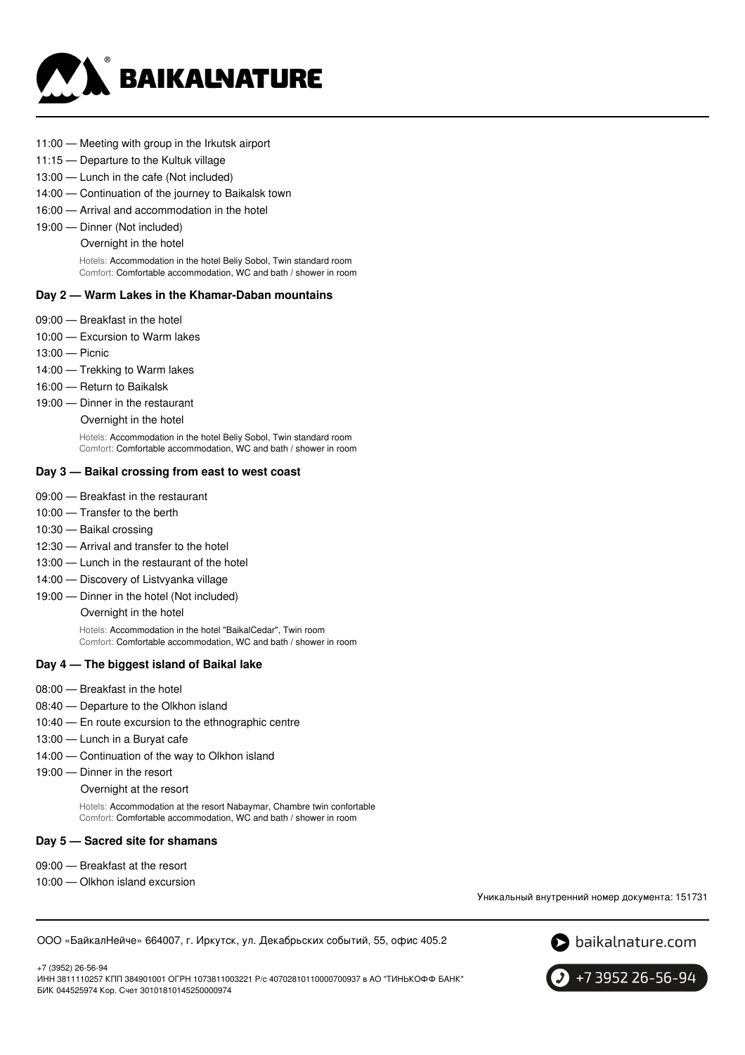- 11:00 — Meeting with group in the Irkutsk airport
- 11:15 — Departure to the Kultuk village
- 13:00 — Lunch in the cafe (Not included)
- 14:00 — Continuation of the journey to Baikalsk town
- 16:00 — Arrival and accommodation in the hotel
- 19:00 — Dinner (Not included)

  Overnight in the hotel

  Hotels: Accommodation in the hotel Beliy Sobol, Twin standard room
  Comfort: Comfortable accommodation, WC and bath / shower in room

### Day 2 — Warm Lakes in the Khamar-Daban mountains

- 09:00 — Breakfast in the hotel
- 10:00 — Excursion to Warm lakes
- 13:00 — Picnic
- 14:00 — Trekking to Warm lakes
- 16:00 — Return to Baikalsk
- 19:00 — Dinner in the restaurant

  Overnight in the hotel

  Hotels: Accommodation in the hotel Beliy Sobol, Twin standard room
  Comfort: Comfortable accommodation, WC and bath / shower in room

### Day 3 — Baikal crossing from east to west coast

- 09:00 — Breakfast in the restaurant
- 10:00 — Transfer to the berth
- 10:30 — Baikal crossing
- 12:30 — Arrival and transfer to the hotel
- 13:00 — Lunch in the restaurant of the hotel
- 14:00 — Discovery of Listvyanka village
- 19:00 — Dinner in the hotel (Not included)

  Overnight in the hotel

  Hotels: Accommodation in the hotel "BaikalCedar", Twin room
  Comfort: Comfortable accommodation, WC and bath / shower in room

### Day 4 — The biggest island of Baikal lake

- 08:00 — Breakfast in the hotel
- 08:40 — Departure to the Olkhon island
- 10:40 — En route excursion to the ethnographic centre
- 13:00 — Lunch in a Buryat cafe
- 14:00 — Continuation of the way to Olkhon island
- 19:00 — Dinner in the resort

  Overnight at the resort

  Hotels: Accommodation at the resort Nabaymar, Chambre twin confortable
  Comfort: Comfortable accommodation, WC and bath / shower in room

### Day 5 — Sacred site for shamans

- 09:00 — Breakfast at the resort
- 10:00 — Olkhon island excursion

Уникальный внутренний номер документа: 151731

ООО «БайкалНейче» 664007, г. Иркутск, ул. Декабрьских событий, 55, офис 405.2

+7 (3952) 26-56-94
ИНН 3811110257 КПП 384901001 ОГРН 1073811003221 Р/с 40702810110000700937 в АО "ТИНЬКОФФ БАНК"
БИК 044525974 Кор. Счет 30101810145250000974

baikalnature.com

+7 3952 26-56-94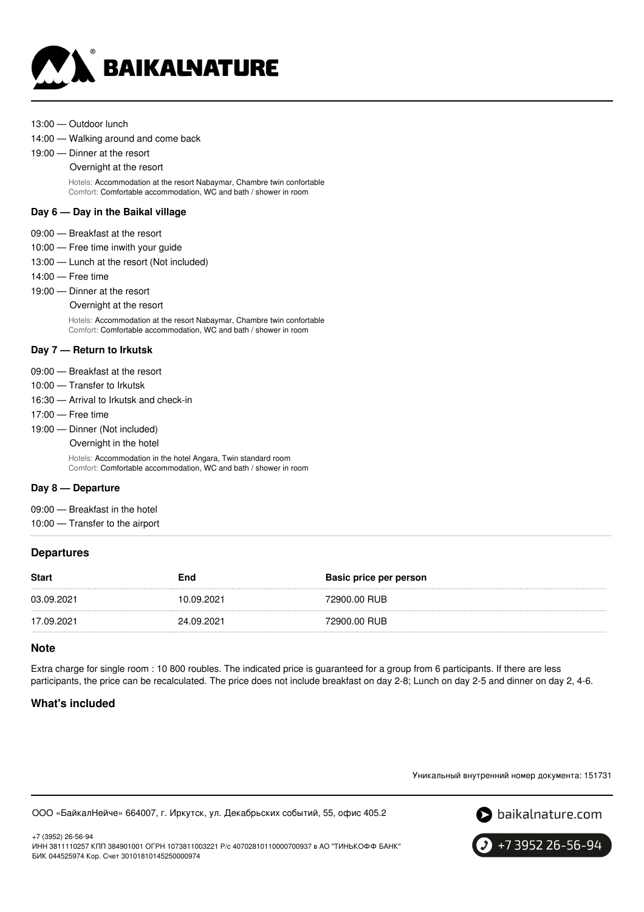13:00 — Outdoor lunch

14:00 — Walking around and come back

19:00 — Dinner at the resort

Overnight at the resort

Hotels: Accommodation at the resort Nabaymar, Chambre twin confortable
Comfort: Comfortable accommodation, WC and bath / shower in room

**Day 6 — Day in the Baikal village**

09:00 — Breakfast at the resort

10:00 — Free time inwith your guide

13:00 — Lunch at the resort (Not included)

14:00 — Free time

19:00 — Dinner at the resort

Overnight at the resort

Hotels: Accommodation at the resort Nabaymar, Chambre twin confortable
Comfort: Comfortable accommodation, WC and bath / shower in room

**Day 7 — Return to Irkutsk**

09:00 — Breakfast at the resort

10:00 — Transfer to Irkutsk

16:30 — Arrival to Irkutsk and check-in

17:00 — Free time

19:00 — Dinner (Not included)

Overnight in the hotel

Hotels: Accommodation in the hotel Angara, Twin standard room
Comfort: Comfortable accommodation, WC and bath / shower in room

**Day 8 — Departure**

09:00 — Breakfast in the hotel

10:00 — Transfer to the airport

## Departures

| Start | End | Basic price per person |
|---|---|---|
| 03.09.2021 | 10.09.2021 | 72900.00 RUB |
| 17.09.2021 | 24.09.2021 | 72900.00 RUB |

## Note

Extra charge for single room : 10 800 roubles. The indicated price is guaranteed for a group from 6 participants. If there are less participants, the price can be recalculated. The price does not include breakfast on day 2-8; Lunch on day 2-5 and dinner on day 2, 4-6.

## What's included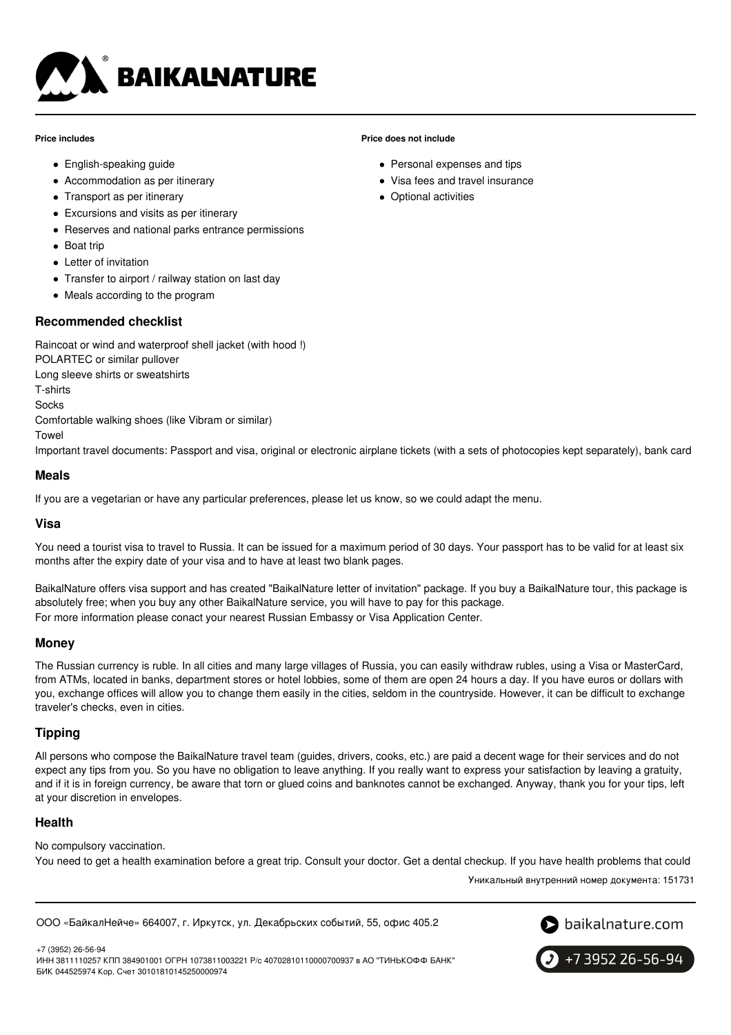**Price includes**

- English-speaking guide
- Accommodation as per itinerary
- Transport as per itinerary
- Excursions and visits as per itinerary
- Reserves and national parks entrance permissions
- Boat trip
- Letter of invitation
- Transfer to airport / railway station on last day
- Meals according to the program

**Price does not include**

- Personal expenses and tips
- Visa fees and travel insurance
- Optional activities

## Recommended checklist

Raincoat or wind and waterproof shell jacket (with hood !)
POLARTEC or similar pullover
Long sleeve shirts or sweatshirts
T-shirts
Socks
Comfortable walking shoes (like Vibram or similar)
Towel
Important travel documents: Passport and visa, original or electronic airplane tickets (with a sets of photocopies kept separately), bank card

## Meals

If you are a vegetarian or have any particular preferences, please let us know, so we could adapt the menu.

## Visa

You need a tourist visa to travel to Russia. It can be issued for a maximum period of 30 days. Your passport has to be valid for at least six months after the expiry date of your visa and to have at least two blank pages.

BaikalNature offers visa support and has created "BaikalNature letter of invitation" package. If you buy a BaikalNature tour, this package is absolutely free; when you buy any other BaikalNature service, you will have to pay for this package.
For more information please conact your nearest Russian Embassy or Visa Application Center.

## Money

The Russian currency is ruble. In all cities and many large villages of Russia, you can easily withdraw rubles, using a Visa or MasterCard, from ATMs, located in banks, department stores or hotel lobbies, some of them are open 24 hours a day. If you have euros or dollars with you, exchange offices will allow you to change them easily in the cities, seldom in the countryside. However, it can be difficult to exchange traveler's checks, even in cities.

## Tipping

All persons who compose the BaikalNature travel team (guides, drivers, cooks, etc.) are paid a decent wage for their services and do not expect any tips from you. So you have no obligation to leave anything. If you really want to express your satisfaction by leaving a gratuity, and if it is in foreign currency, be aware that torn or glued coins and banknotes cannot be exchanged. Anyway, thank you for your tips, left at your discretion in envelopes.

## Health

No compulsory vaccination.
You need to get a health examination before a great trip. Consult your doctor. Get a dental checkup. If you have health problems that could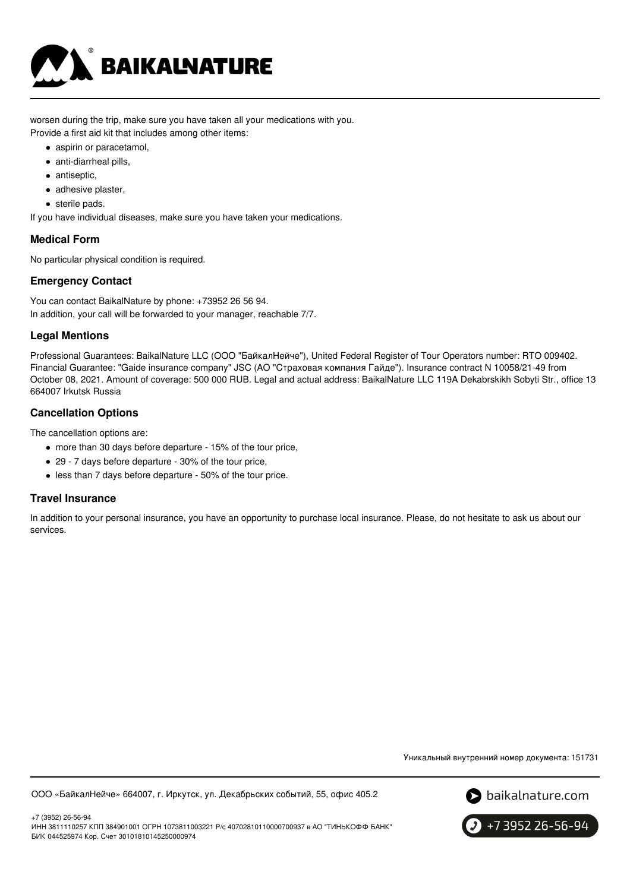worsen during the trip, make sure you have taken all your medications with you.
Provide a first aid kit that includes among other items:

- aspirin or paracetamol,
- anti-diarrheal pills,
- antiseptic,
- adhesive plaster,
- sterile pads.

If you have individual diseases, make sure you have taken your medications.

### Medical Form

No particular physical condition is required.

### Emergency Contact

You can contact BaikalNature by phone: +73952 26 56 94.
In addition, your call will be forwarded to your manager, reachable 7/7.

### Legal Mentions

Professional Guarantees: BaikalNature LLC (ООО "БайкалНейче"), United Federal Register of Tour Operators number: RTO 009402. Financial Guarantee: "Gaide insurance company" JSC (АО "Страховая компания Гайде"). Insurance contract N 10058/21-49 from October 08, 2021. Amount of coverage: 500 000 RUB. Legal and actual address: BaikalNature LLC 119A Dekabrskikh Sobyti Str., office 13 664007 Irkutsk Russia

### Cancellation Options

The cancellation options are:

- more than 30 days before departure - 15% of the tour price,
- 29 - 7 days before departure - 30% of the tour price,
- less than 7 days before departure - 50% of the tour price.

### Travel Insurance

In addition to your personal insurance, you have an opportunity to purchase local insurance. Please, do not hesitate to ask us about our services.

Уникальный внутренний номер документа: 151731